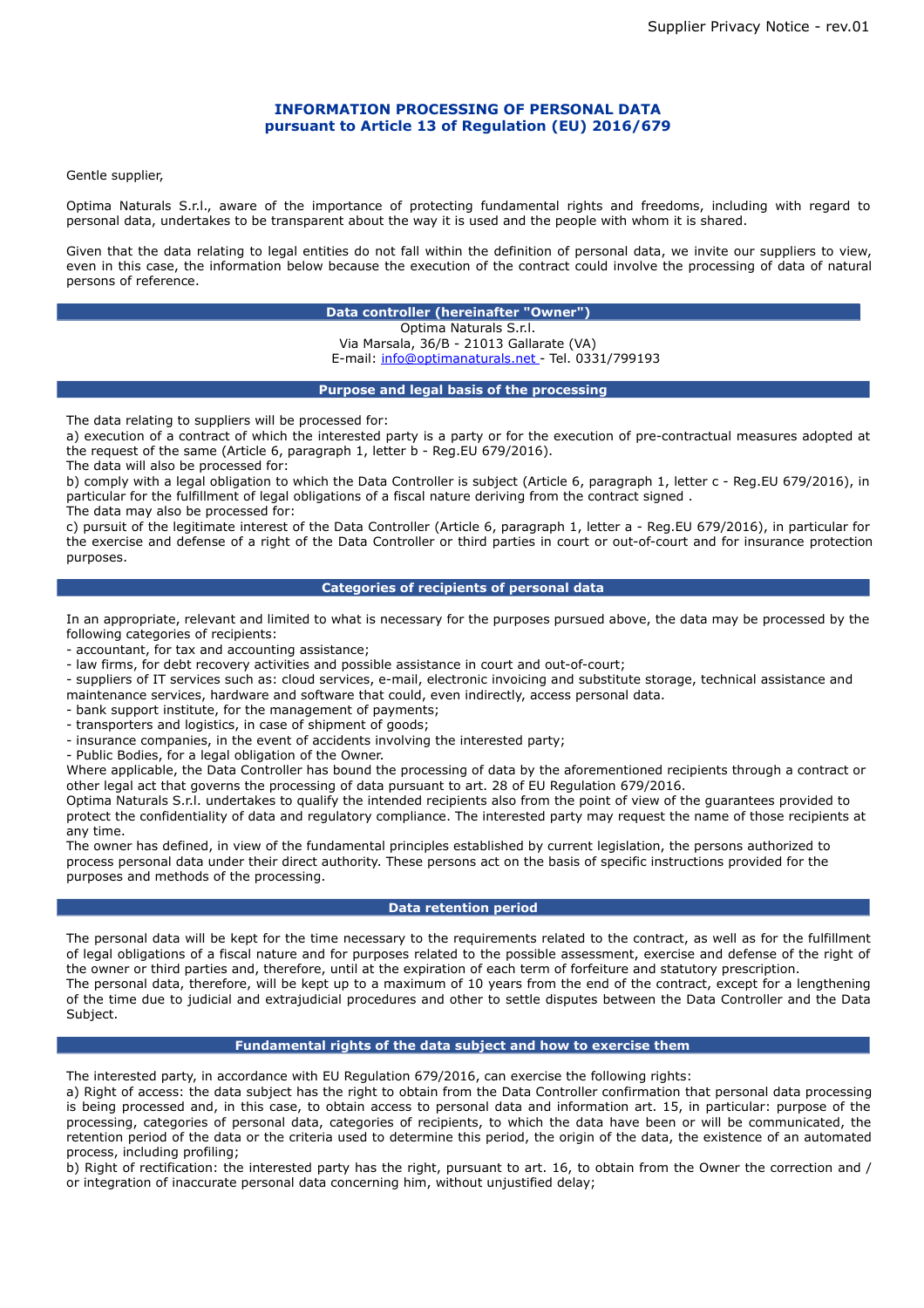# INFORMATION PROCESSING OF PERSONAL DATA
## pursuant to Article 13 of Regulation (EU) 2016/679

Gentle supplier,

Optima Naturals S.r.l., aware of the importance of protecting fundamental rights and freedoms, including with regard to personal data, undertakes to be transparent about the way it is used and the people with whom it is shared.

Given that the data relating to legal entities do not fall within the definition of personal data, we invite our suppliers to view, even in this case, the information below because the execution of the contract could involve the processing of data of natural persons of reference.

### Data controller (hereinafter "Owner")

Optima Naturals S.r.l.
Via Marsala, 36/B - 21013 Gallarate (VA)
E-mail: info@optimanaturals.net - Tel. 0331/799193

### Purpose and legal basis of the processing

The data relating to suppliers will be processed for:
a) execution of a contract of which the interested party is a party or for the execution of pre-contractual measures adopted at the request of the same (Article 6, paragraph 1, letter b - Reg.EU 679/2016).
The data will also be processed for:
b) comply with a legal obligation to which the Data Controller is subject (Article 6, paragraph 1, letter c - Reg.EU 679/2016), in particular for the fulfillment of legal obligations of a fiscal nature deriving from the contract signed .
The data may also be processed for:
c) pursuit of the legitimate interest of the Data Controller (Article 6, paragraph 1, letter a - Reg.EU 679/2016), in particular for the exercise and defense of a right of the Data Controller or third parties in court or out-of-court and for insurance protection purposes.

### Categories of recipients of personal data

In an appropriate, relevant and limited to what is necessary for the purposes pursued above, the data may be processed by the following categories of recipients:
- accountant, for tax and accounting assistance;
- law firms, for debt recovery activities and possible assistance in court and out-of-court;
- suppliers of IT services such as: cloud services, e-mail, electronic invoicing and substitute storage, technical assistance and maintenance services, hardware and software that could, even indirectly, access personal data.
- bank support institute, for the management of payments;
- transporters and logistics, in case of shipment of goods;
- insurance companies, in the event of accidents involving the interested party;
- Public Bodies, for a legal obligation of the Owner.

Where applicable, the Data Controller has bound the processing of data by the aforementioned recipients through a contract or other legal act that governs the processing of data pursuant to art. 28 of EU Regulation 679/2016.
Optima Naturals S.r.l. undertakes to qualify the intended recipients also from the point of view of the guarantees provided to protect the confidentiality of data and regulatory compliance. The interested party may request the name of those recipients at any time.
The owner has defined, in view of the fundamental principles established by current legislation, the persons authorized to process personal data under their direct authority. These persons act on the basis of specific instructions provided for the purposes and methods of the processing.

### Data retention period

The personal data will be kept for the time necessary to the requirements related to the contract, as well as for the fulfillment of legal obligations of a fiscal nature and for purposes related to the possible assessment, exercise and defense of the right of the owner or third parties and, therefore, until at the expiration of each term of forfeiture and statutory prescription.
The personal data, therefore, will be kept up to a maximum of 10 years from the end of the contract, except for a lengthening of the time due to judicial and extrajudicial procedures and other to settle disputes between the Data Controller and the Data Subject.

### Fundamental rights of the data subject and how to exercise them

The interested party, in accordance with EU Regulation 679/2016, can exercise the following rights:
a) Right of access: the data subject has the right to obtain from the Data Controller confirmation that personal data processing is being processed and, in this case, to obtain access to personal data and information art. 15, in particular: purpose of the processing, categories of personal data, categories of recipients, to which the data have been or will be communicated, the retention period of the data or the criteria used to determine this period, the origin of the data, the existence of an automated process, including profiling;
b) Right of rectification: the interested party has the right, pursuant to art. 16, to obtain from the Owner the correction and / or integration of inaccurate personal data concerning him, without unjustified delay;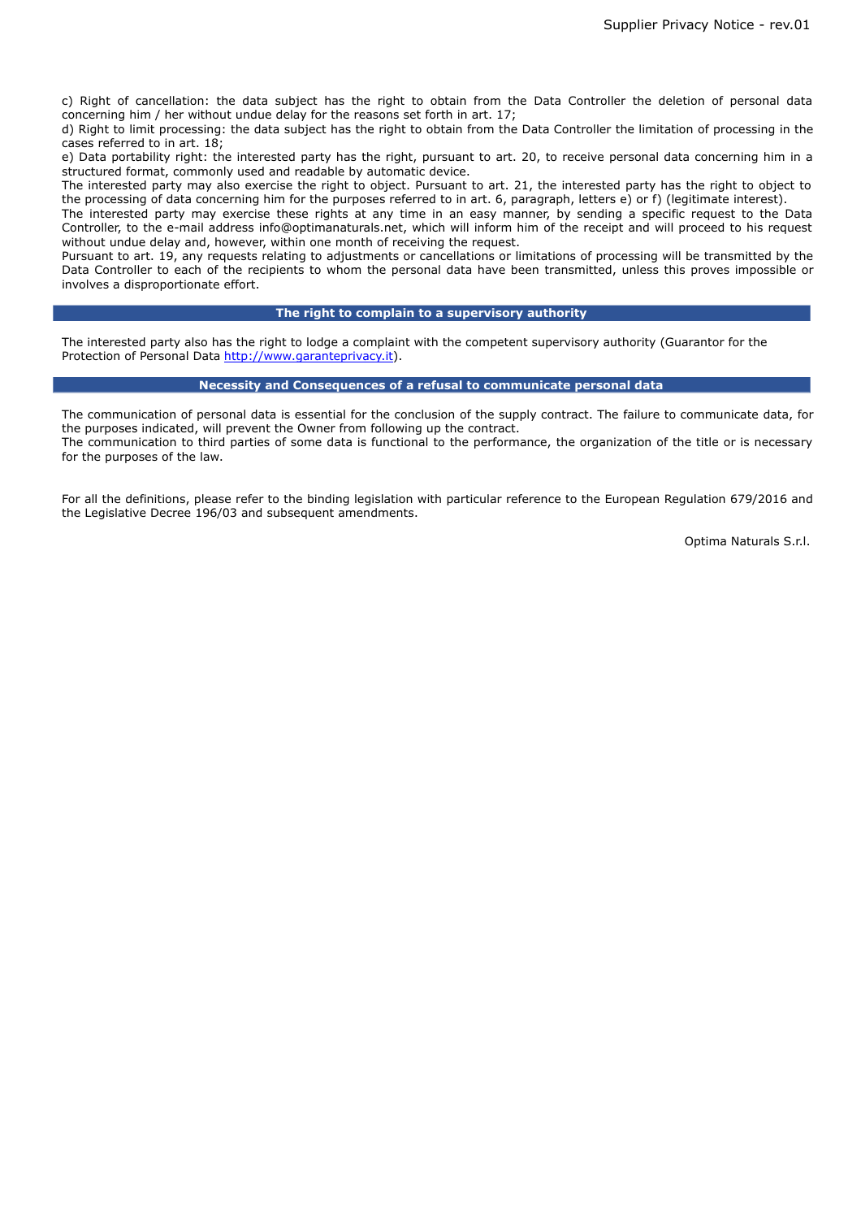c) Right of cancellation: the data subject has the right to obtain from the Data Controller the deletion of personal data concerning him / her without undue delay for the reasons set forth in art. 17;
d) Right to limit processing: the data subject has the right to obtain from the Data Controller the limitation of processing in the cases referred to in art. 18;
e) Data portability right: the interested party has the right, pursuant to art. 20, to receive personal data concerning him in a structured format, commonly used and readable by automatic device.
The interested party may also exercise the right to object. Pursuant to art. 21, the interested party has the right to object to the processing of data concerning him for the purposes referred to in art. 6, paragraph, letters e) or f) (legitimate interest).
The interested party may exercise these rights at any time in an easy manner, by sending a specific request to the Data Controller, to the e-mail address info@optimanaturals.net, which will inform him of the receipt and will proceed to his request without undue delay and, however, within one month of receiving the request.
Pursuant to art. 19, any requests relating to adjustments or cancellations or limitations of processing will be transmitted by the Data Controller to each of the recipients to whom the personal data have been transmitted, unless this proves impossible or involves a disproportionate effort.

## The right to complain to a supervisory authority

The interested party also has the right to lodge a complaint with the competent supervisory authority (Guarantor for the Protection of Personal Data http://www.garanteprivacy.it).

## Necessity and Consequences of a refusal to communicate personal data

The communication of personal data is essential for the conclusion of the supply contract. The failure to communicate data, for the purposes indicated, will prevent the Owner from following up the contract.
The communication to third parties of some data is functional to the performance, the organization of the title or is necessary for the purposes of the law.

For all the definitions, please refer to the binding legislation with particular reference to the European Regulation 679/2016 and the Legislative Decree 196/03 and subsequent amendments.

Optima Naturals S.r.l.